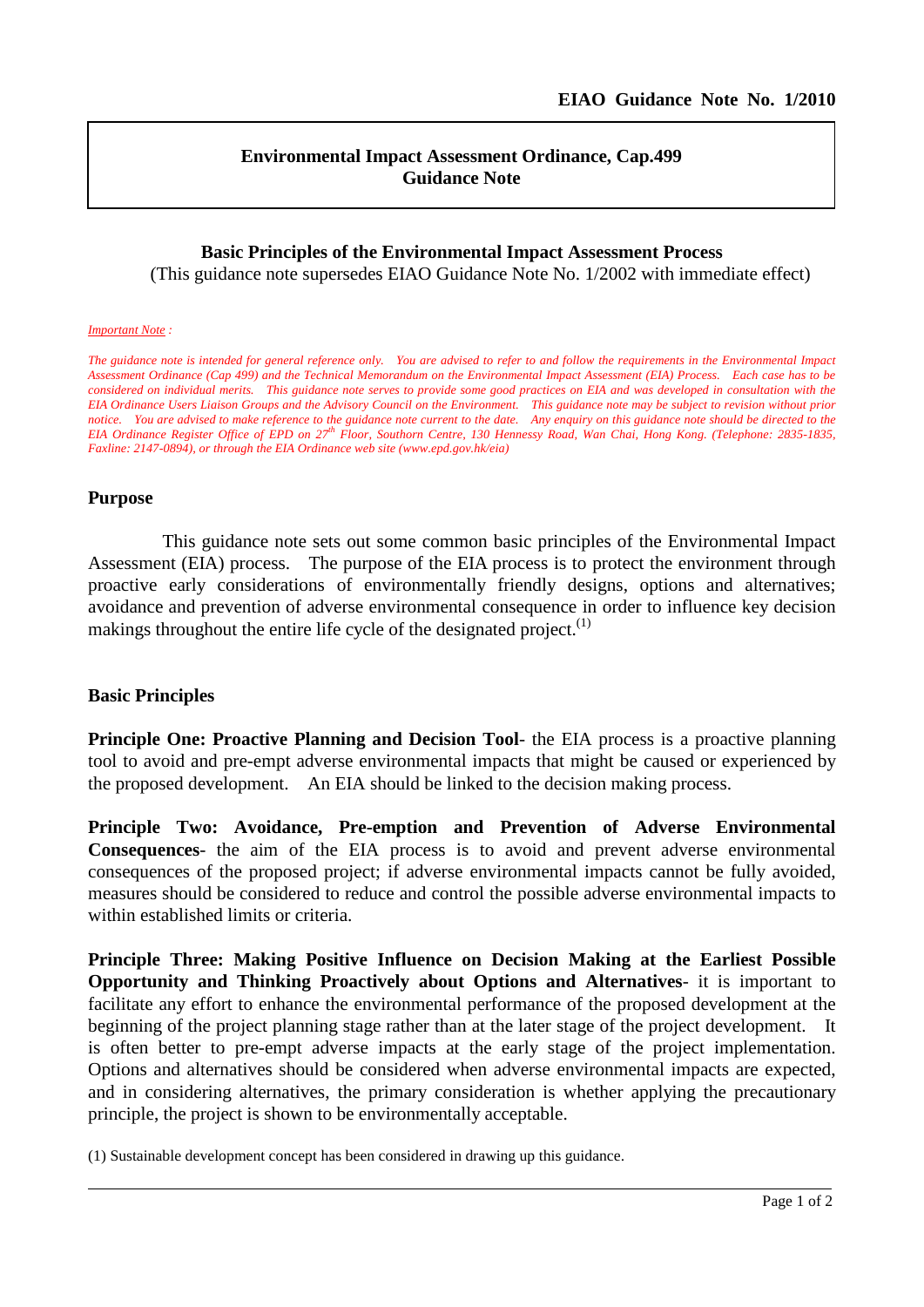EIAO Guidance Note No. 1/2010

**Environmental Impact Assessment Ordinance, Cap.499**
**Guidance Note**

# Basic Principles of the Environmental Impact Assessment Process

(This guidance note supersedes EIAO Guidance Note No. 1/2002 with immediate effect)

*Important Note :*

*The guidance note is intended for general reference only. You are advised to refer to and follow the requirements in the Environmental Impact Assessment Ordinance (Cap 499) and the Technical Memorandum on the Environmental Impact Assessment (EIA) Process. Each case has to be considered on individual merits. This guidance note serves to provide some good practices on EIA and was developed in consultation with the EIA Ordinance Users Liaison Groups and the Advisory Council on the Environment. This guidance note may be subject to revision without prior notice. You are advised to make reference to the guidance note current to the date. Any enquiry on this guidance note should be directed to the EIA Ordinance Register Office of EPD on 27th Floor, Southorn Centre, 130 Hennessy Road, Wan Chai, Hong Kong. (Telephone: 2835-1835, Faxline: 2147-0894), or through the EIA Ordinance web site (www.epd.gov.hk/eia)*

## Purpose

This guidance note sets out some common basic principles of the Environmental Impact Assessment (EIA) process. The purpose of the EIA process is to protect the environment through proactive early considerations of environmentally friendly designs, options and alternatives; avoidance and prevention of adverse environmental consequence in order to influence key decision makings throughout the entire life cycle of the designated project.(1)

## Basic Principles

**Principle One: Proactive Planning and Decision Tool**- the EIA process is a proactive planning tool to avoid and pre-empt adverse environmental impacts that might be caused or experienced by the proposed development. An EIA should be linked to the decision making process.

**Principle Two: Avoidance, Pre-emption and Prevention of Adverse Environmental Consequences**- the aim of the EIA process is to avoid and prevent adverse environmental consequences of the proposed project; if adverse environmental impacts cannot be fully avoided, measures should be considered to reduce and control the possible adverse environmental impacts to within established limits or criteria.

**Principle Three: Making Positive Influence on Decision Making at the Earliest Possible Opportunity and Thinking Proactively about Options and Alternatives**- it is important to facilitate any effort to enhance the environmental performance of the proposed development at the beginning of the project planning stage rather than at the later stage of the project development. It is often better to pre-empt adverse impacts at the early stage of the project implementation. Options and alternatives should be considered when adverse environmental impacts are expected, and in considering alternatives, the primary consideration is whether applying the precautionary principle, the project is shown to be environmentally acceptable.

(1) Sustainable development concept has been considered in drawing up this guidance.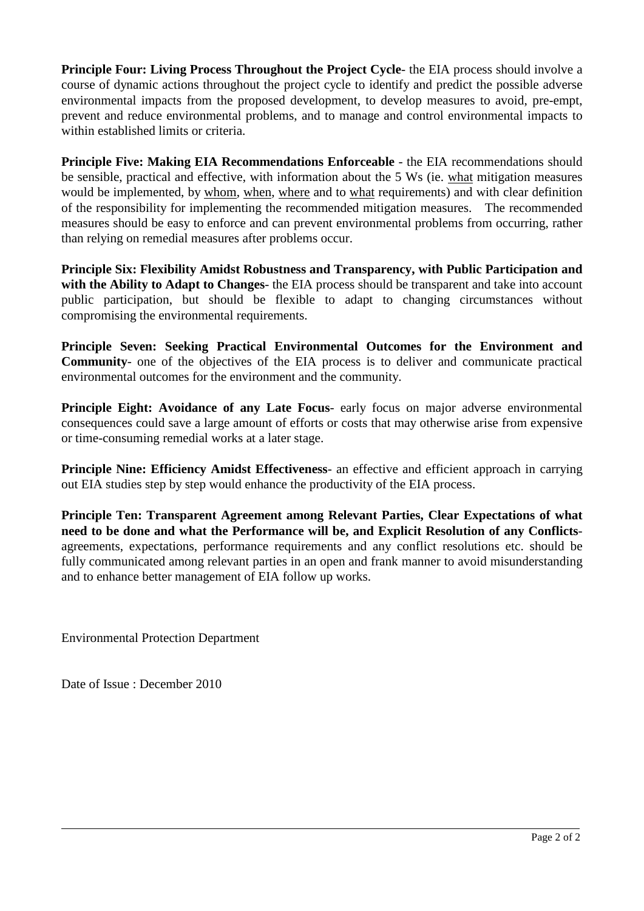**Principle Four: Living Process Throughout the Project Cycle**- the EIA process should involve a course of dynamic actions throughout the project cycle to identify and predict the possible adverse environmental impacts from the proposed development, to develop measures to avoid, pre-empt, prevent and reduce environmental problems, and to manage and control environmental impacts to within established limits or criteria.

**Principle Five: Making EIA Recommendations Enforceable** - the EIA recommendations should be sensible, practical and effective, with information about the 5 Ws (ie. <u>what</u> mitigation measures would be implemented, by <u>whom</u>, <u>when</u>, <u>where</u> and to <u>what</u> requirements) and with clear definition of the responsibility for implementing the recommended mitigation measures. The recommended measures should be easy to enforce and can prevent environmental problems from occurring, rather than relying on remedial measures after problems occur.

**Principle Six: Flexibility Amidst Robustness and Transparency, with Public Participation and with the Ability to Adapt to Changes**- the EIA process should be transparent and take into account public participation, but should be flexible to adapt to changing circumstances without compromising the environmental requirements.

**Principle Seven: Seeking Practical Environmental Outcomes for the Environment and Community**- one of the objectives of the EIA process is to deliver and communicate practical environmental outcomes for the environment and the community.

**Principle Eight: Avoidance of any Late Focus**- early focus on major adverse environmental consequences could save a large amount of efforts or costs that may otherwise arise from expensive or time-consuming remedial works at a later stage.

**Principle Nine: Efficiency Amidst Effectiveness**- an effective and efficient approach in carrying out EIA studies step by step would enhance the productivity of the EIA process.

**Principle Ten: Transparent Agreement among Relevant Parties, Clear Expectations of what need to be done and what the Performance will be, and Explicit Resolution of any Conflicts**- agreements, expectations, performance requirements and any conflict resolutions etc. should be fully communicated among relevant parties in an open and frank manner to avoid misunderstanding and to enhance better management of EIA follow up works.

Environmental Protection Department

Date of Issue : December 2010